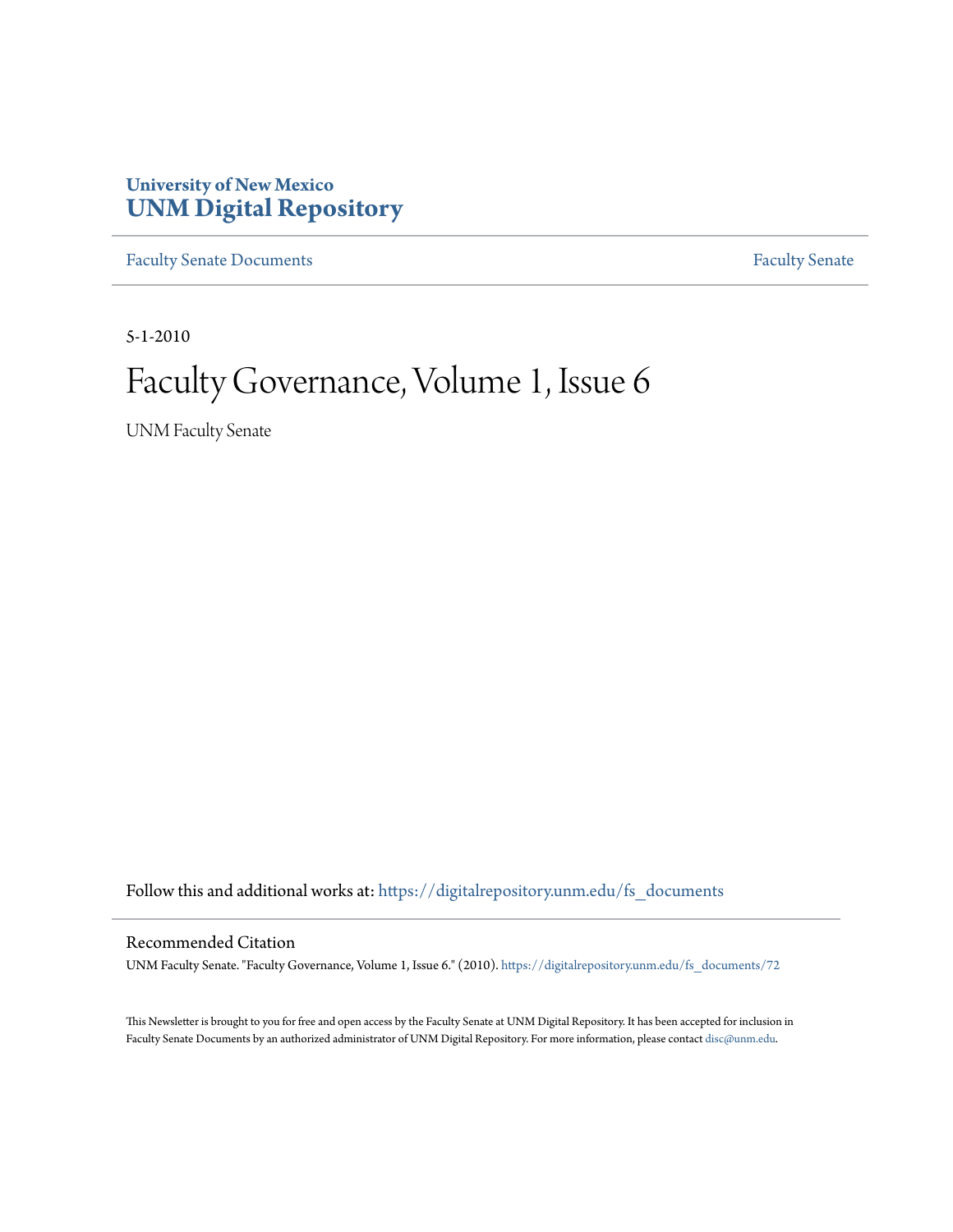University of New Mexico
**UNM Digital Repository**

Faculty Senate Documents | Faculty Senate

5-1-2010

# Faculty Governance, Volume 1, Issue 6

UNM Faculty Senate

Follow this and additional works at: https://digitalrepository.unm.edu/fs_documents

## Recommended Citation

UNM Faculty Senate. "Faculty Governance, Volume 1, Issue 6." (2010). https://digitalrepository.unm.edu/fs_documents/72

This Newsletter is brought to you for free and open access by the Faculty Senate at UNM Digital Repository. It has been accepted for inclusion in Faculty Senate Documents by an authorized administrator of UNM Digital Repository. For more information, please contact disc@unm.edu.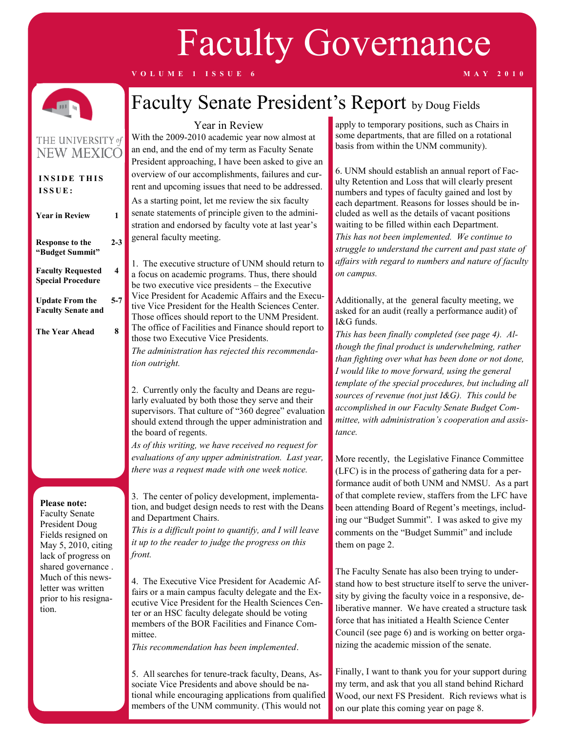# Faculty Governance

VOLUME 1 ISSUE 6 — MAY 2010

THE UNIVERSITY *of* NEW MEXICO

**INSIDE THIS ISSUE:**

| | |
|---|---|
| **Year in Review** | **1** |
| **Response to the "Budget Summit"** | **2-3** |
| **Faculty Requested Special Procedure** | **4** |
| **Update From the Faculty Senate and** | **5-7** |
| **The Year Ahead** | **8** |

**Please note:** Faculty Senate President Doug Fields resigned on May 5, 2010, citing lack of progress on shared governance . Much of this newsletter was written prior to his resignation.

## Faculty Senate President's Report by Doug Fields

### Year in Review

With the 2009-2010 academic year now almost at an end, and the end of my term as Faculty Senate President approaching, I have been asked to give an overview of our accomplishments, failures and current and upcoming issues that need to be addressed. As a starting point, let me review the six faculty senate statements of principle given to the administration and endorsed by faculty vote at last year's general faculty meeting.

1. The executive structure of UNM should return to a focus on academic programs. Thus, there should be two executive vice presidents – the Executive Vice President for Academic Affairs and the Executive Vice President for the Health Sciences Center. Those offices should report to the UNM President. The office of Facilities and Finance should report to those two Executive Vice Presidents.
*The administration has rejected this recommendation outright.*

2. Currently only the faculty and Deans are regularly evaluated by both those they serve and their supervisors. That culture of "360 degree" evaluation should extend through the upper administration and the board of regents.
*As of this writing, we have received no request for evaluations of any upper administration. Last year, there was a request made with one week notice.*

3. The center of policy development, implementation, and budget design needs to rest with the Deans and Department Chairs.
*This is a difficult point to quantify, and I will leave it up to the reader to judge the progress on this front.*

4. The Executive Vice President for Academic Affairs or a main campus faculty delegate and the Executive Vice President for the Health Sciences Center or an HSC faculty delegate should be voting members of the BOR Facilities and Finance Committee.
*This recommendation has been implemented*.

5. All searches for tenure-track faculty, Deans, Associate Vice Presidents and above should be national while encouraging applications from qualified members of the UNM community. (This would not apply to temporary positions, such as Chairs in some departments, that are filled on a rotational basis from within the UNM community).

6. UNM should establish an annual report of Faculty Retention and Loss that will clearly present numbers and types of faculty gained and lost by each department. Reasons for losses should be included as well as the details of vacant positions waiting to be filled within each Department.
*This has not been implemented. We continue to struggle to understand the current and past state of affairs with regard to numbers and nature of faculty on campus.*

Additionally, at the general faculty meeting, we asked for an audit (really a performance audit) of I&G funds.
*This has been finally completed (see page 4). Although the final product is underwhelming, rather than fighting over what has been done or not done, I would like to move forward, using the general template of the special procedures, but including all sources of revenue (not just I&G). This could be accomplished in our Faculty Senate Budget Committee, with administration's cooperation and assistance.*

More recently, the Legislative Finance Committee (LFC) is in the process of gathering data for a performance audit of both UNM and NMSU. As a part of that complete review, staffers from the LFC have been attending Board of Regent's meetings, including our "Budget Summit". I was asked to give my comments on the "Budget Summit" and include them on page 2.

The Faculty Senate has also been trying to understand how to best structure itself to serve the university by giving the faculty voice in a responsive, deliberative manner. We have created a structure task force that has initiated a Health Science Center Council (see page 6) and is working on better organizing the academic mission of the senate.

Finally, I want to thank you for your support during my term, and ask that you all stand behind Richard Wood, our next FS President. Rich reviews what is on our plate this coming year on page 8.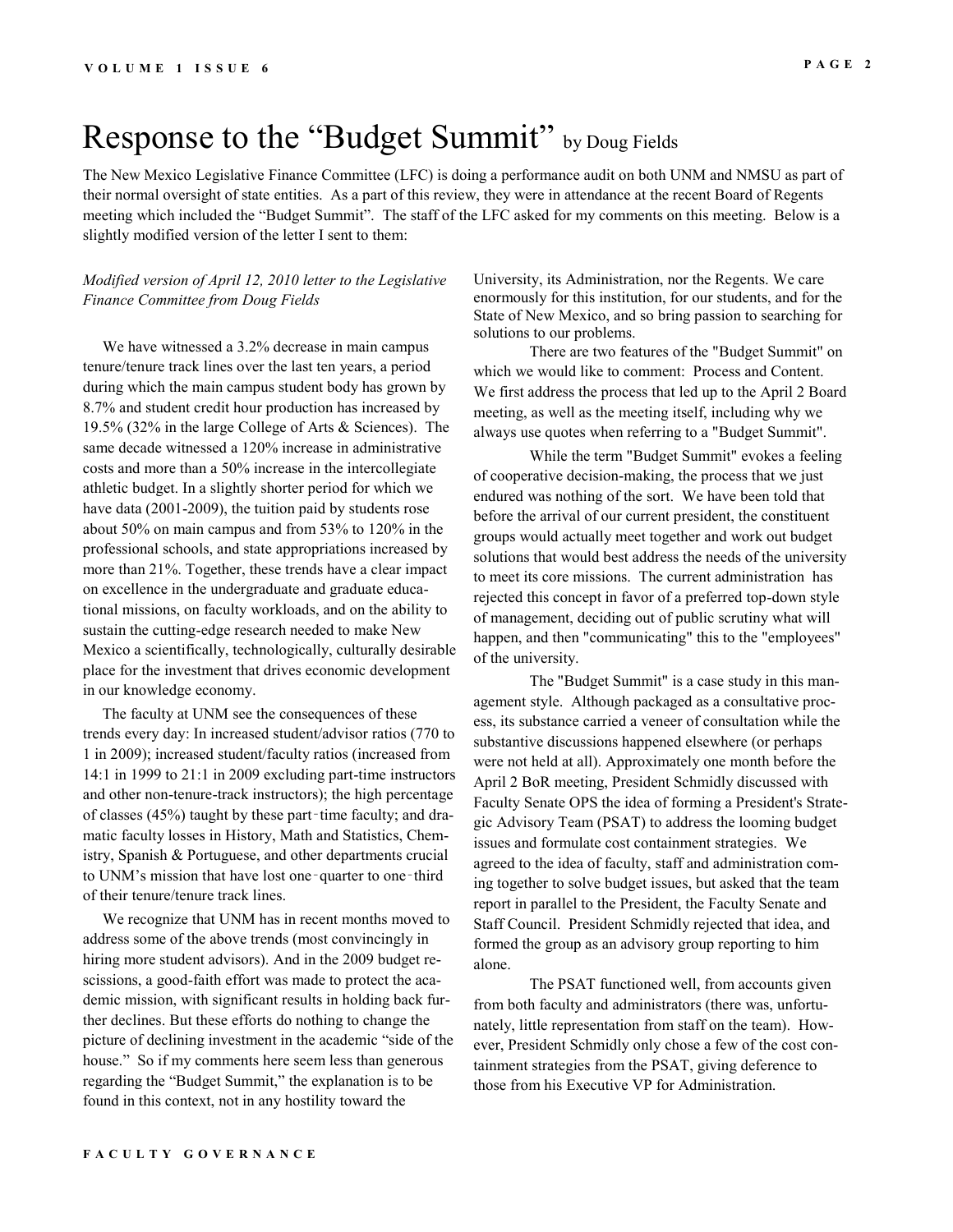# Response to the "Budget Summit" by Doug Fields

The New Mexico Legislative Finance Committee (LFC) is doing a performance audit on both UNM and NMSU as part of their normal oversight of state entities. As a part of this review, they were in attendance at the recent Board of Regents meeting which included the "Budget Summit". The staff of the LFC asked for my comments on this meeting. Below is a slightly modified version of the letter I sent to them:

*Modified version of April 12, 2010 letter to the Legislative Finance Committee from Doug Fields*

We have witnessed a 3.2% decrease in main campus tenure/tenure track lines over the last ten years, a period during which the main campus student body has grown by 8.7% and student credit hour production has increased by 19.5% (32% in the large College of Arts & Sciences). The same decade witnessed a 120% increase in administrative costs and more than a 50% increase in the intercollegiate athletic budget. In a slightly shorter period for which we have data (2001-2009), the tuition paid by students rose about 50% on main campus and from 53% to 120% in the professional schools, and state appropriations increased by more than 21%. Together, these trends have a clear impact on excellence in the undergraduate and graduate educational missions, on faculty workloads, and on the ability to sustain the cutting-edge research needed to make New Mexico a scientifically, technologically, culturally desirable place for the investment that drives economic development in our knowledge economy.

The faculty at UNM see the consequences of these trends every day: In increased student/advisor ratios (770 to 1 in 2009); increased student/faculty ratios (increased from 14:1 in 1999 to 21:1 in 2009 excluding part-time instructors and other non-tenure-track instructors); the high percentage of classes (45%) taught by these part-time faculty; and dramatic faculty losses in History, Math and Statistics, Chemistry, Spanish & Portuguese, and other departments crucial to UNM's mission that have lost one-quarter to one-third of their tenure/tenure track lines.

We recognize that UNM has in recent months moved to address some of the above trends (most convincingly in hiring more student advisors). And in the 2009 budget rescissions, a good-faith effort was made to protect the academic mission, with significant results in holding back further declines. But these efforts do nothing to change the picture of declining investment in the academic "side of the house." So if my comments here seem less than generous regarding the "Budget Summit," the explanation is to be found in this context, not in any hostility toward the University, its Administration, nor the Regents. We care enormously for this institution, for our students, and for the State of New Mexico, and so bring passion to searching for solutions to our problems.

There are two features of the "Budget Summit" on which we would like to comment: Process and Content. We first address the process that led up to the April 2 Board meeting, as well as the meeting itself, including why we always use quotes when referring to a "Budget Summit".

While the term "Budget Summit" evokes a feeling of cooperative decision-making, the process that we just endured was nothing of the sort. We have been told that before the arrival of our current president, the constituent groups would actually meet together and work out budget solutions that would best address the needs of the university to meet its core missions. The current administration has rejected this concept in favor of a preferred top-down style of management, deciding out of public scrutiny what will happen, and then "communicating" this to the "employees" of the university.

The "Budget Summit" is a case study in this management style. Although packaged as a consultative process, its substance carried a veneer of consultation while the substantive discussions happened elsewhere (or perhaps were not held at all). Approximately one month before the April 2 BoR meeting, President Schmidly discussed with Faculty Senate OPS the idea of forming a President's Strategic Advisory Team (PSAT) to address the looming budget issues and formulate cost containment strategies. We agreed to the idea of faculty, staff and administration coming together to solve budget issues, but asked that the team report in parallel to the President, the Faculty Senate and Staff Council. President Schmidly rejected that idea, and formed the group as an advisory group reporting to him alone.

The PSAT functioned well, from accounts given from both faculty and administrators (there was, unfortunately, little representation from staff on the team). However, President Schmidly only chose a few of the cost containment strategies from the PSAT, giving deference to those from his Executive VP for Administration.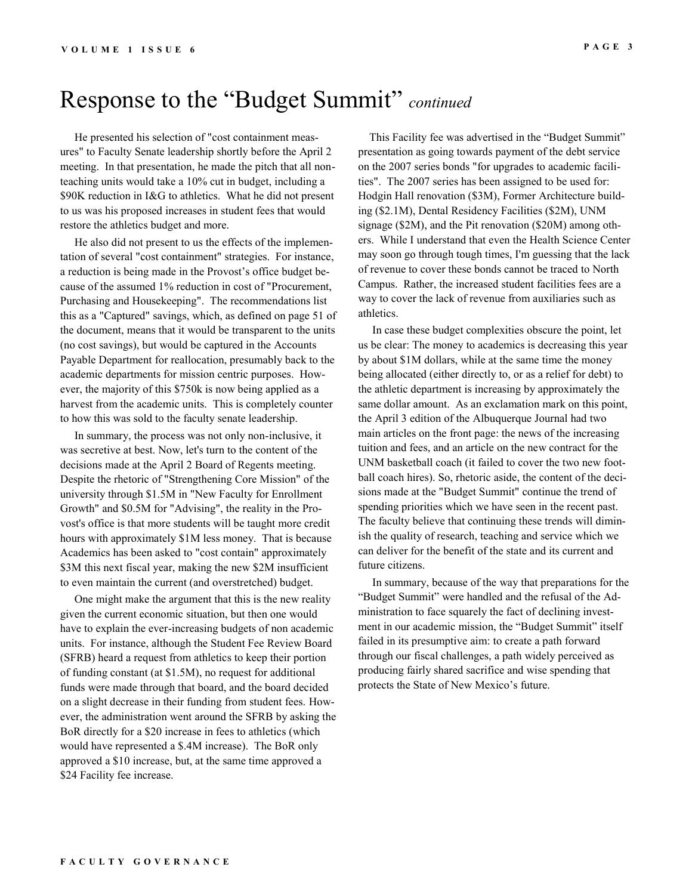# Response to the "Budget Summit" *continued*

He presented his selection of "cost containment measures" to Faculty Senate leadership shortly before the April 2 meeting. In that presentation, he made the pitch that all non-teaching units would take a 10% cut in budget, including a $90K reduction in I&G to athletics. What he did not present to us was his proposed increases in student fees that would restore the athletics budget and more.

He also did not present to us the effects of the implementation of several "cost containment" strategies. For instance, a reduction is being made in the Provost's office budget because of the assumed 1% reduction in cost of "Procurement, Purchasing and Housekeeping". The recommendations list this as a "Captured" savings, which, as defined on page 51 of the document, means that it would be transparent to the units (no cost savings), but would be captured in the Accounts Payable Department for reallocation, presumably back to the academic departments for mission centric purposes. However, the majority of this $750k is now being applied as a harvest from the academic units. This is completely counter to how this was sold to the faculty senate leadership.

In summary, the process was not only non-inclusive, it was secretive at best. Now, let's turn to the content of the decisions made at the April 2 Board of Regents meeting. Despite the rhetoric of "Strengthening Core Mission" of the university through $1.5M in "New Faculty for Enrollment Growth" and $0.5M for "Advising", the reality in the Provost's office is that more students will be taught more credit hours with approximately $1M less money. That is because Academics has been asked to "cost contain" approximately $3M this next fiscal year, making the new $2M insufficient to even maintain the current (and overstretched) budget.

One might make the argument that this is the new reality given the current economic situation, but then one would have to explain the ever-increasing budgets of non academic units. For instance, although the Student Fee Review Board (SFRB) heard a request from athletics to keep their portion of funding constant (at $1.5M), no request for additional funds were made through that board, and the board decided on a slight decrease in their funding from student fees. However, the administration went around the SFRB by asking the BoR directly for a $20 increase in fees to athletics (which would have represented a $.4M increase). The BoR only approved a $10 increase, but, at the same time approved a $24 Facility fee increase.

This Facility fee was advertised in the "Budget Summit" presentation as going towards payment of the debt service on the 2007 series bonds "for upgrades to academic facilities". The 2007 series has been assigned to be used for: Hodgin Hall renovation ($3M), Former Architecture building ($2.1M), Dental Residency Facilities ($2M), UNM signage ($2M), and the Pit renovation ($20M) among others. While I understand that even the Health Science Center may soon go through tough times, I'm guessing that the lack of revenue to cover these bonds cannot be traced to North Campus. Rather, the increased student facilities fees are a way to cover the lack of revenue from auxiliaries such as athletics.

In case these budget complexities obscure the point, let us be clear: The money to academics is decreasing this year by about $1M dollars, while at the same time the money being allocated (either directly to, or as a relief for debt) to the athletic department is increasing by approximately the same dollar amount. As an exclamation mark on this point, the April 3 edition of the Albuquerque Journal had two main articles on the front page: the news of the increasing tuition and fees, and an article on the new contract for the UNM basketball coach (it failed to cover the two new football coach hires). So, rhetoric aside, the content of the decisions made at the "Budget Summit" continue the trend of spending priorities which we have seen in the recent past. The faculty believe that continuing these trends will diminish the quality of research, teaching and service which we can deliver for the benefit of the state and its current and future citizens.

In summary, because of the way that preparations for the "Budget Summit" were handled and the refusal of the Administration to face squarely the fact of declining investment in our academic mission, the "Budget Summit" itself failed in its presumptive aim: to create a path forward through our fiscal challenges, a path widely perceived as producing fairly shared sacrifice and wise spending that protects the State of New Mexico's future.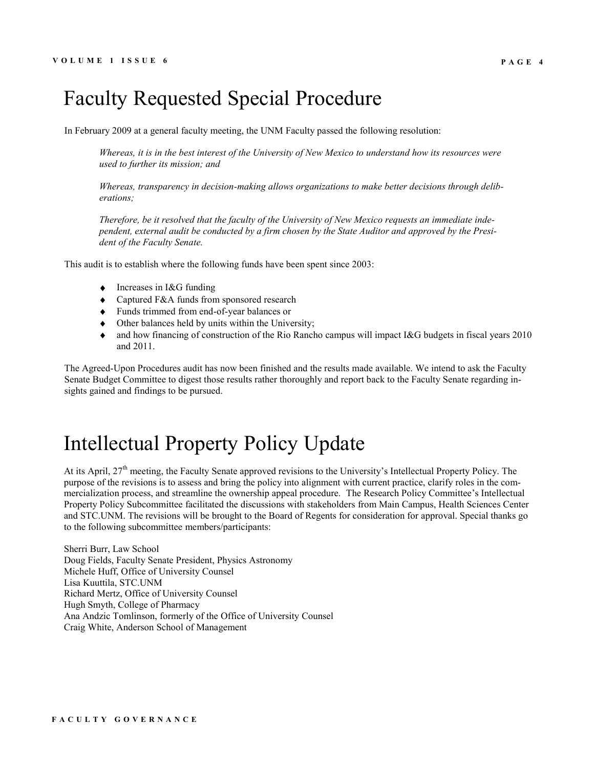# Faculty Requested Special Procedure

In February 2009 at a general faculty meeting, the UNM Faculty passed the following resolution:

> *Whereas, it is in the best interest of the University of New Mexico to understand how its resources were used to further its mission; and*
>
> *Whereas, transparency in decision-making allows organizations to make better decisions through deliberations;*
>
> *Therefore, be it resolved that the faculty of the University of New Mexico requests an immediate independent, external audit be conducted by a firm chosen by the State Auditor and approved by the President of the Faculty Senate.*

This audit is to establish where the following funds have been spent since 2003:

- Increases in I&G funding
- Captured F&A funds from sponsored research
- Funds trimmed from end-of-year balances or
- Other balances held by units within the University;
- and how financing of construction of the Rio Rancho campus will impact I&G budgets in fiscal years 2010 and 2011.

The Agreed-Upon Procedures audit has now been finished and the results made available. We intend to ask the Faculty Senate Budget Committee to digest those results rather thoroughly and report back to the Faculty Senate regarding insights gained and findings to be pursued.

# Intellectual Property Policy Update

At its April, 27th meeting, the Faculty Senate approved revisions to the University's Intellectual Property Policy. The purpose of the revisions is to assess and bring the policy into alignment with current practice, clarify roles in the commercialization process, and streamline the ownership appeal procedure. The Research Policy Committee's Intellectual Property Policy Subcommittee facilitated the discussions with stakeholders from Main Campus, Health Sciences Center and STC.UNM. The revisions will be brought to the Board of Regents for consideration for approval. Special thanks go to the following subcommittee members/participants:

Sherri Burr, Law School  
Doug Fields, Faculty Senate President, Physics Astronomy  
Michele Huff, Office of University Counsel  
Lisa Kuuttila, STC.UNM  
Richard Mertz, Office of University Counsel  
Hugh Smyth, College of Pharmacy  
Ana Andzic Tomlinson, formerly of the Office of University Counsel  
Craig White, Anderson School of Management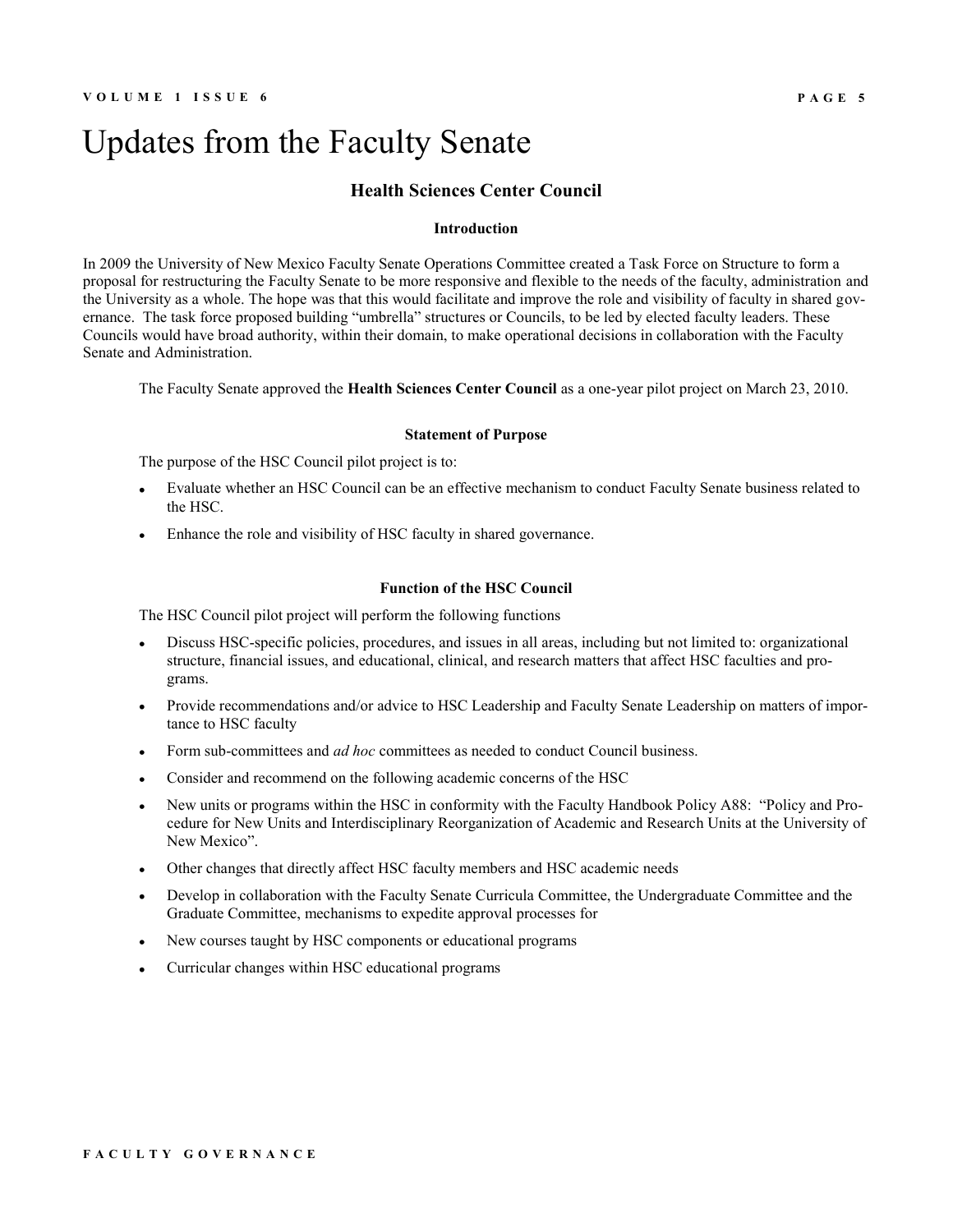# Updates from the Faculty Senate

## Health Sciences Center Council

### Introduction

In 2009 the University of New Mexico Faculty Senate Operations Committee created a Task Force on Structure to form a proposal for restructuring the Faculty Senate to be more responsive and flexible to the needs of the faculty, administration and the University as a whole. The hope was that this would facilitate and improve the role and visibility of faculty in shared governance. The task force proposed building "umbrella" structures or Councils, to be led by elected faculty leaders. These Councils would have broad authority, within their domain, to make operational decisions in collaboration with the Faculty Senate and Administration.

The Faculty Senate approved the **Health Sciences Center Council** as a one-year pilot project on March 23, 2010.

### Statement of Purpose

The purpose of the HSC Council pilot project is to:

- Evaluate whether an HSC Council can be an effective mechanism to conduct Faculty Senate business related to the HSC.
- Enhance the role and visibility of HSC faculty in shared governance.

### Function of the HSC Council

The HSC Council pilot project will perform the following functions

- Discuss HSC-specific policies, procedures, and issues in all areas, including but not limited to: organizational structure, financial issues, and educational, clinical, and research matters that affect HSC faculties and programs.
- Provide recommendations and/or advice to HSC Leadership and Faculty Senate Leadership on matters of importance to HSC faculty
- Form sub-committees and *ad hoc* committees as needed to conduct Council business.
- Consider and recommend on the following academic concerns of the HSC
- New units or programs within the HSC in conformity with the Faculty Handbook Policy A88: "Policy and Procedure for New Units and Interdisciplinary Reorganization of Academic and Research Units at the University of New Mexico".
- Other changes that directly affect HSC faculty members and HSC academic needs
- Develop in collaboration with the Faculty Senate Curricula Committee, the Undergraduate Committee and the Graduate Committee, mechanisms to expedite approval processes for
- New courses taught by HSC components or educational programs
- Curricular changes within HSC educational programs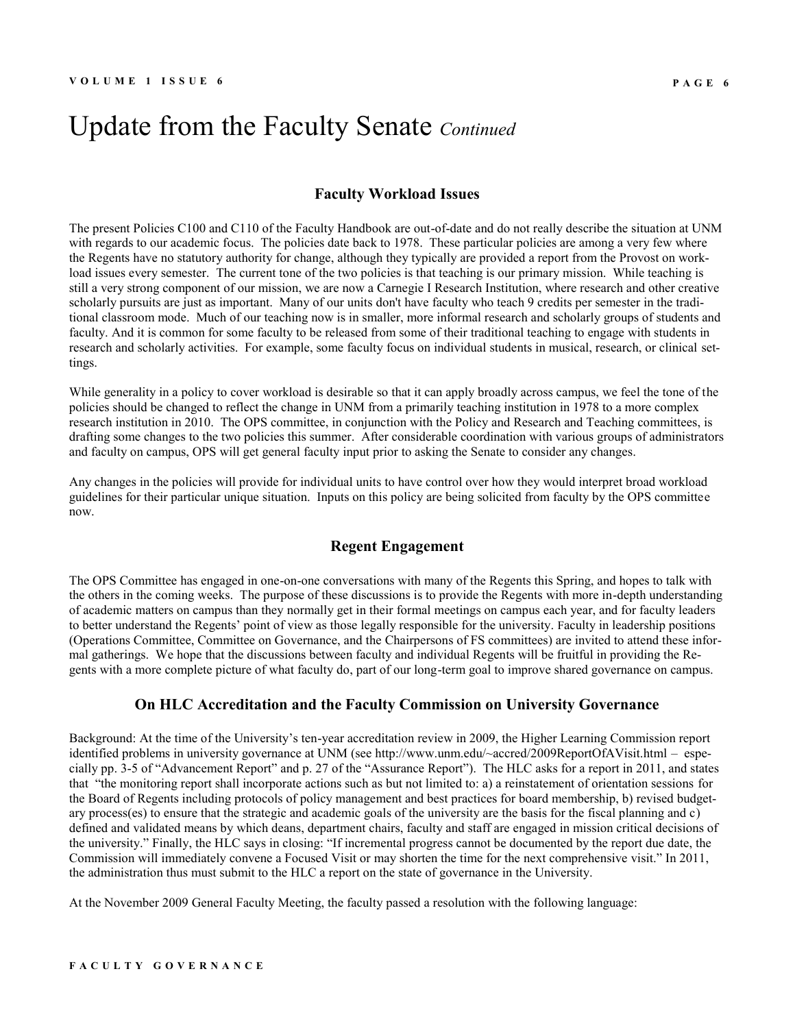# Update from the Faculty Senate *Continued*

### Faculty Workload Issues

The present Policies C100 and C110 of the Faculty Handbook are out-of-date and do not really describe the situation at UNM with regards to our academic focus. The policies date back to 1978. These particular policies are among a very few where the Regents have no statutory authority for change, although they typically are provided a report from the Provost on workload issues every semester. The current tone of the two policies is that teaching is our primary mission. While teaching is still a very strong component of our mission, we are now a Carnegie I Research Institution, where research and other creative scholarly pursuits are just as important. Many of our units don't have faculty who teach 9 credits per semester in the traditional classroom mode. Much of our teaching now is in smaller, more informal research and scholarly groups of students and faculty. And it is common for some faculty to be released from some of their traditional teaching to engage with students in research and scholarly activities. For example, some faculty focus on individual students in musical, research, or clinical settings.

While generality in a policy to cover workload is desirable so that it can apply broadly across campus, we feel the tone of the policies should be changed to reflect the change in UNM from a primarily teaching institution in 1978 to a more complex research institution in 2010. The OPS committee, in conjunction with the Policy and Research and Teaching committees, is drafting some changes to the two policies this summer. After considerable coordination with various groups of administrators and faculty on campus, OPS will get general faculty input prior to asking the Senate to consider any changes.

Any changes in the policies will provide for individual units to have control over how they would interpret broad workload guidelines for their particular unique situation. Inputs on this policy are being solicited from faculty by the OPS committee now.

### Regent Engagement

The OPS Committee has engaged in one-on-one conversations with many of the Regents this Spring, and hopes to talk with the others in the coming weeks. The purpose of these discussions is to provide the Regents with more in-depth understanding of academic matters on campus than they normally get in their formal meetings on campus each year, and for faculty leaders to better understand the Regents' point of view as those legally responsible for the university. Faculty in leadership positions (Operations Committee, Committee on Governance, and the Chairpersons of FS committees) are invited to attend these informal gatherings. We hope that the discussions between faculty and individual Regents will be fruitful in providing the Regents with a more complete picture of what faculty do, part of our long-term goal to improve shared governance on campus.

### On HLC Accreditation and the Faculty Commission on University Governance

Background: At the time of the University's ten-year accreditation review in 2009, the Higher Learning Commission report identified problems in university governance at UNM (see http://www.unm.edu/~accred/2009ReportOfAVisit.html – especially pp. 3-5 of "Advancement Report" and p. 27 of the "Assurance Report"). The HLC asks for a report in 2011, and states that "the monitoring report shall incorporate actions such as but not limited to: a) a reinstatement of orientation sessions for the Board of Regents including protocols of policy management and best practices for board membership, b) revised budgetary process(es) to ensure that the strategic and academic goals of the university are the basis for the fiscal planning and c) defined and validated means by which deans, department chairs, faculty and staff are engaged in mission critical decisions of the university." Finally, the HLC says in closing: "If incremental progress cannot be documented by the report due date, the Commission will immediately convene a Focused Visit or may shorten the time for the next comprehensive visit." In 2011, the administration thus must submit to the HLC a report on the state of governance in the University.

At the November 2009 General Faculty Meeting, the faculty passed a resolution with the following language: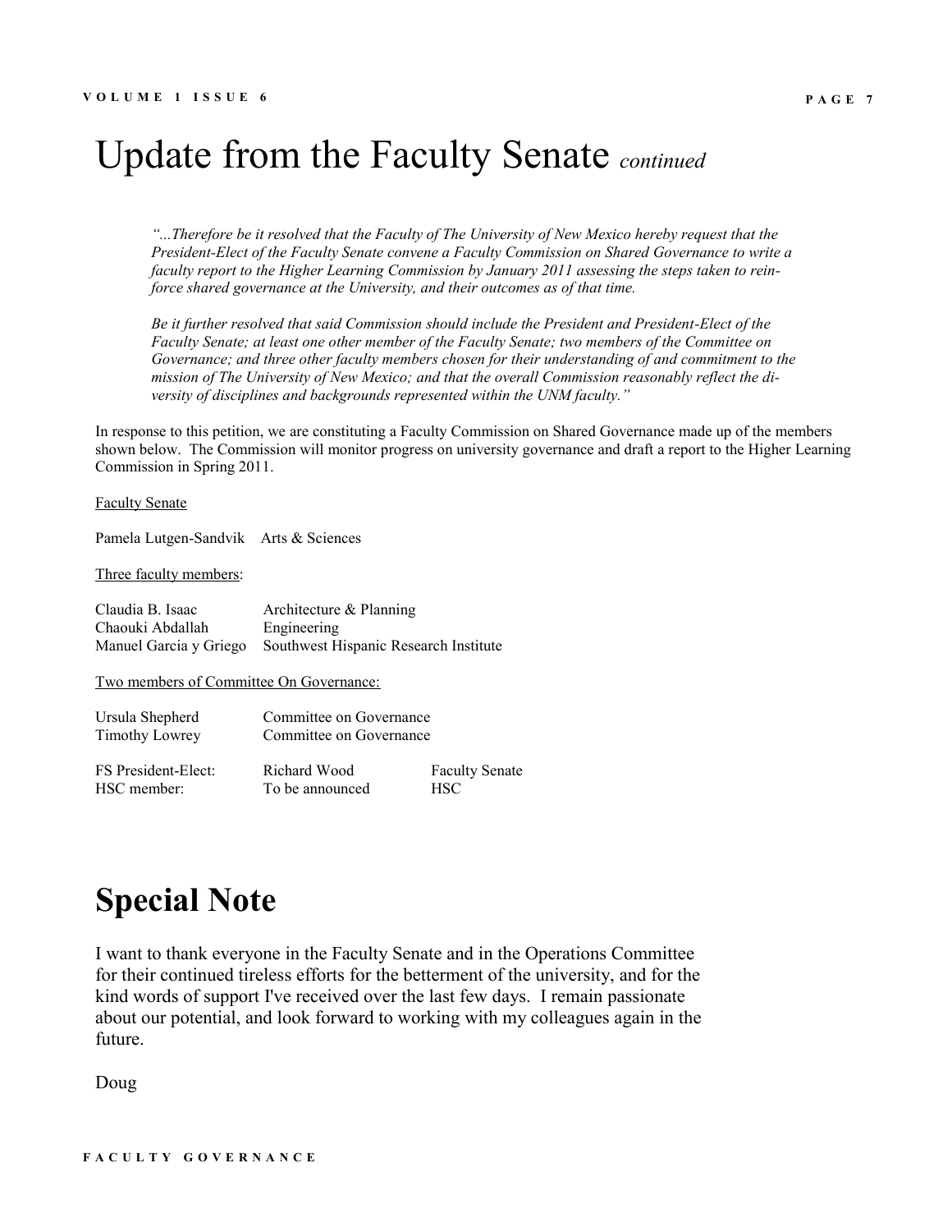# Update from the Faculty Senate *continued*

*"...Therefore be it resolved that the Faculty of The University of New Mexico hereby request that the President-Elect of the Faculty Senate convene a Faculty Commission on Shared Governance to write a faculty report to the Higher Learning Commission by January 2011 assessing the steps taken to reinforce shared governance at the University, and their outcomes as of that time.*

*Be it further resolved that said Commission should include the President and President-Elect of the Faculty Senate; at least one other member of the Faculty Senate; two members of the Committee on Governance; and three other faculty members chosen for their understanding of and commitment to the mission of The University of New Mexico; and that the overall Commission reasonably reflect the diversity of disciplines and backgrounds represented within the UNM faculty."*

In response to this petition, we are constituting a Faculty Commission on Shared Governance made up of the members shown below. The Commission will monitor progress on university governance and draft a report to the Higher Learning Commission in Spring 2011.

Faculty Senate

Pamela Lutgen-Sandvik    Arts & Sciences

Three faculty members:

| | |
|---|---|
| Claudia B. Isaac | Architecture & Planning |
| Chaouki Abdallah | Engineering |
| Manuel Garcia y Griego | Southwest Hispanic Research Institute |

Two members of Committee On Governance:

| | |
|---|---|
| Ursula Shepherd | Committee on Governance |
| Timothy Lowrey | Committee on Governance |

| | | |
|---|---|---|
| FS President-Elect: | Richard Wood | Faculty Senate |
| HSC member: | To be announced | HSC |

# Special Note

I want to thank everyone in the Faculty Senate and in the Operations Committee for their continued tireless efforts for the betterment of the university, and for the kind words of support I've received over the last few days. I remain passionate about our potential, and look forward to working with my colleagues again in the future.

Doug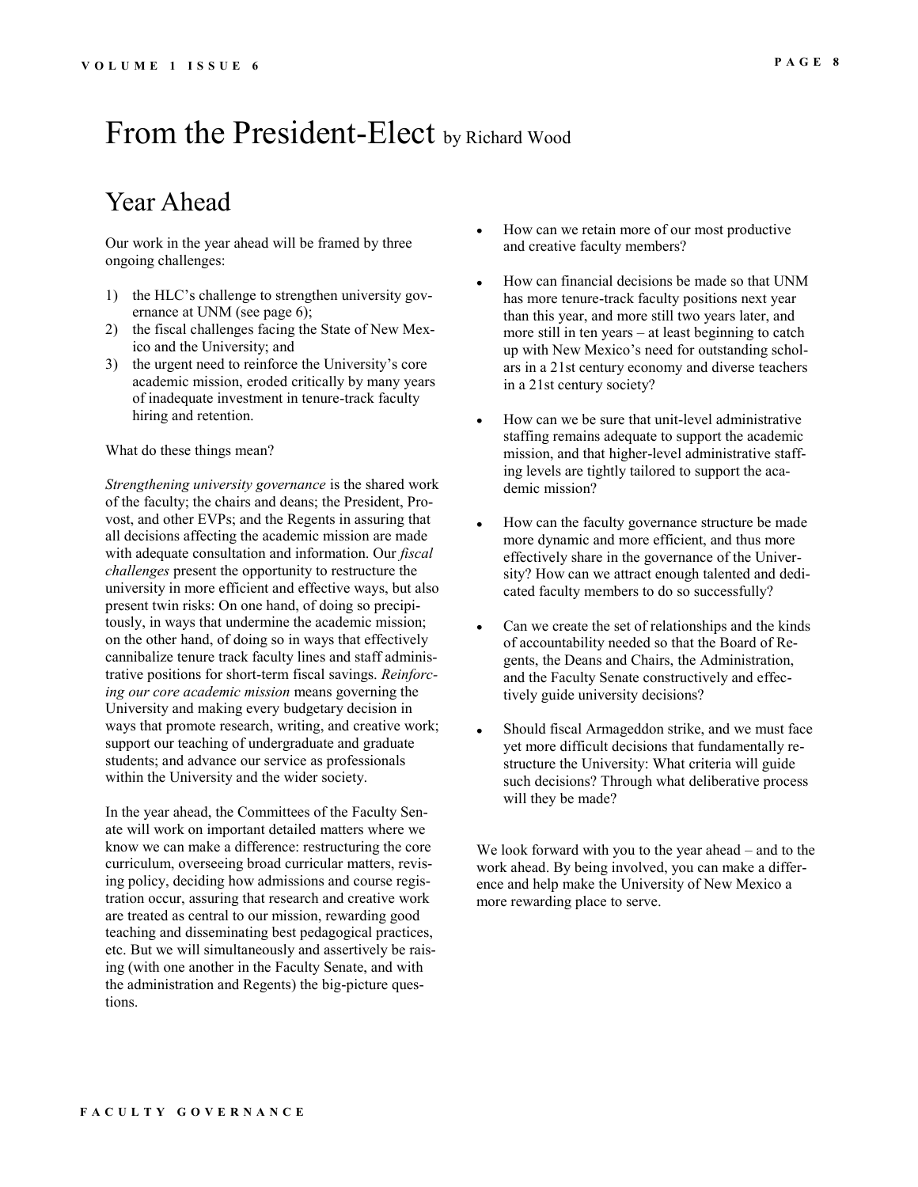# From the President-Elect by Richard Wood

## Year Ahead

Our work in the year ahead will be framed by three ongoing challenges:

1) the HLC's challenge to strengthen university governance at UNM (see page 6);
2) the fiscal challenges facing the State of New Mexico and the University; and
3) the urgent need to reinforce the University's core academic mission, eroded critically by many years of inadequate investment in tenure-track faculty hiring and retention.

What do these things mean?

*Strengthening university governance* is the shared work of the faculty; the chairs and deans; the President, Provost, and other EVPs; and the Regents in assuring that all decisions affecting the academic mission are made with adequate consultation and information. Our *fiscal challenges* present the opportunity to restructure the university in more efficient and effective ways, but also present twin risks: On one hand, of doing so precipitously, in ways that undermine the academic mission; on the other hand, of doing so in ways that effectively cannibalize tenure track faculty lines and staff administrative positions for short-term fiscal savings. *Reinforcing our core academic mission* means governing the University and making every budgetary decision in ways that promote research, writing, and creative work; support our teaching of undergraduate and graduate students; and advance our service as professionals within the University and the wider society.

In the year ahead, the Committees of the Faculty Senate will work on important detailed matters where we know we can make a difference: restructuring the core curriculum, overseeing broad curricular matters, revising policy, deciding how admissions and course registration occur, assuring that research and creative work are treated as central to our mission, rewarding good teaching and disseminating best pedagogical practices, etc. But we will simultaneously and assertively be raising (with one another in the Faculty Senate, and with the administration and Regents) the big-picture questions.

- How can we retain more of our most productive and creative faculty members?
- How can financial decisions be made so that UNM has more tenure-track faculty positions next year than this year, and more still two years later, and more still in ten years – at least beginning to catch up with New Mexico's need for outstanding scholars in a 21st century economy and diverse teachers in a 21st century society?
- How can we be sure that unit-level administrative staffing remains adequate to support the academic mission, and that higher-level administrative staffing levels are tightly tailored to support the academic mission?
- How can the faculty governance structure be made more dynamic and more efficient, and thus more effectively share in the governance of the University? How can we attract enough talented and dedicated faculty members to do so successfully?
- Can we create the set of relationships and the kinds of accountability needed so that the Board of Regents, the Deans and Chairs, the Administration, and the Faculty Senate constructively and effectively guide university decisions?
- Should fiscal Armageddon strike, and we must face yet more difficult decisions that fundamentally restructure the University: What criteria will guide such decisions? Through what deliberative process will they be made?

We look forward with you to the year ahead – and to the work ahead. By being involved, you can make a difference and help make the University of New Mexico a more rewarding place to serve.